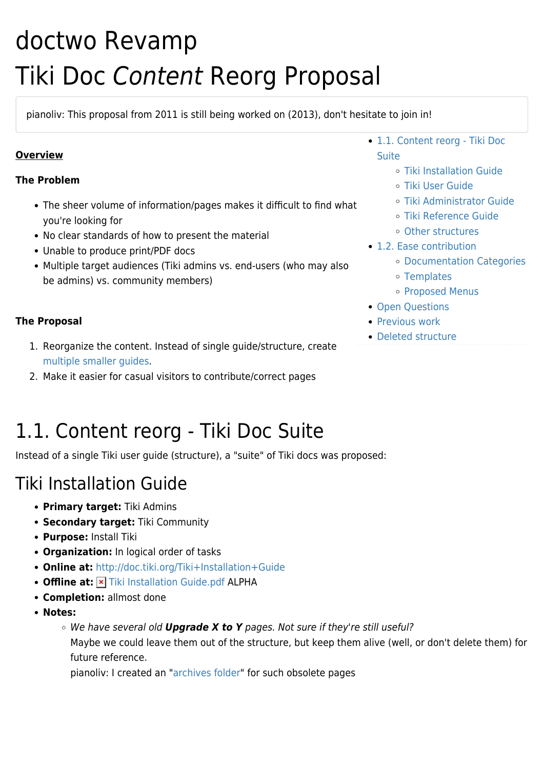# doctwo Revamp

# Tiki Doc *Content* Reorg Proposal

pianoliv: This proposal from 2011 is still being worked on (2013), don't hesitate to join in!

- 1.1. Content reorg - Tiki Doc Suite
  - Tiki Installation Guide
  - Tiki User Guide
  - Tiki Administrator Guide
  - Tiki Reference Guide
  - Other structures
- 1.2. Ease contribution
  - Documentation Categories
  - Templates
  - Proposed Menus
- Open Questions
- Previous work
- Deleted structure

**Overview**

**The Problem**

- The sheer volume of information/pages makes it difficult to find what you're looking for
- No clear standards of how to present the material
- Unable to produce print/PDF docs
- Multiple target audiences (Tiki admins vs. end-users (who may also be admins) vs. community members)

**The Proposal**

1. Reorganize the content. Instead of single guide/structure, create multiple smaller guides.
2. Make it easier for casual visitors to contribute/correct pages

## 1.1. Content reorg - Tiki Doc Suite

Instead of a single Tiki user guide (structure), a "suite" of Tiki docs was proposed:

### Tiki Installation Guide

- **Primary target:** Tiki Admins
- **Secondary target:** Tiki Community
- **Purpose:** Install Tiki
- **Organization:** In logical order of tasks
- **Online at:** http://doc.tiki.org/Tiki+Installation+Guide
- **Offline at:** Tiki Installation Guide.pdf ALPHA
- **Completion:** allmost done
- **Notes:**
  - *We have several old **Upgrade X to Y** pages. Not sure if they're still useful?*
    Maybe we could leave them out of the structure, but keep them alive (well, or don't delete them) for future reference.
    pianoliv: I created an "archives folder" for such obsolete pages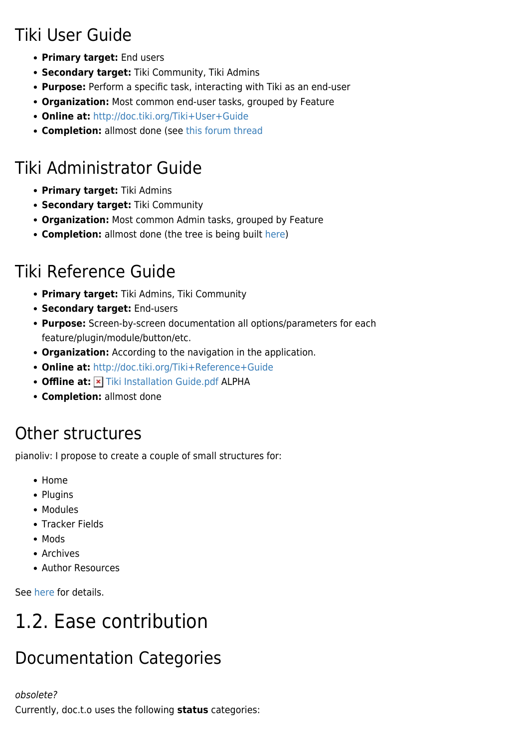## Tiki User Guide

- **Primary target:** End users
- **Secondary target:** Tiki Community, Tiki Admins
- **Purpose:** Perform a specific task, interacting with Tiki as an end-user
- **Organization:** Most common end-user tasks, grouped by Feature
- **Online at:** http://doc.tiki.org/Tiki+User+Guide
- **Completion:** allmost done (see this forum thread

## Tiki Administrator Guide

- **Primary target:** Tiki Admins
- **Secondary target:** Tiki Community
- **Organization:** Most common Admin tasks, grouped by Feature
- **Completion:** allmost done (the tree is being built here)

## Tiki Reference Guide

- **Primary target:** Tiki Admins, Tiki Community
- **Secondary target:** End-users
- **Purpose:** Screen-by-screen documentation all options/parameters for each feature/plugin/module/button/etc.
- **Organization:** According to the navigation in the application.
- **Online at:** http://doc.tiki.org/Tiki+Reference+Guide
- **Offline at:** Tiki Installation Guide.pdf ALPHA
- **Completion:** allmost done

## Other structures

pianoliv: I propose to create a couple of small structures for:

- Home
- Plugins
- Modules
- Tracker Fields
- Mods
- Archives
- Author Resources

See here for details.

# 1.2. Ease contribution

## Documentation Categories

*obsolete?*
Currently, doc.t.o uses the following **status** categories: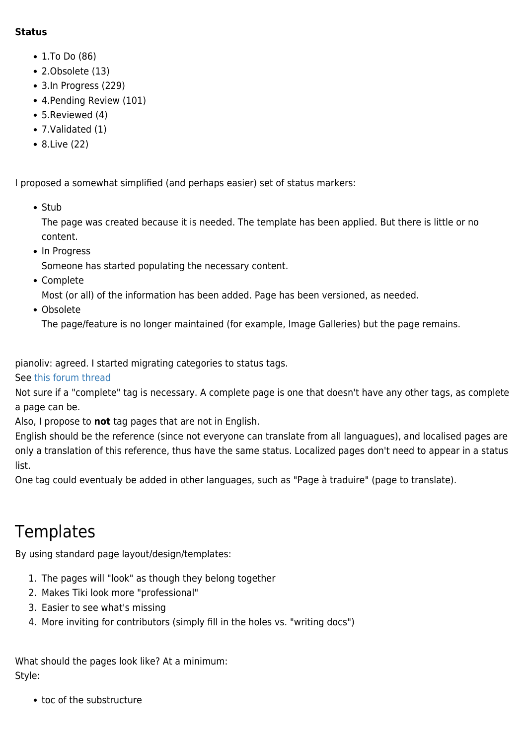**Status**

- 1.To Do (86)
- 2.Obsolete (13)
- 3.In Progress (229)
- 4.Pending Review (101)
- 5.Reviewed (4)
- 7.Validated (1)
- 8.Live (22)

I proposed a somewhat simplified (and perhaps easier) set of status markers:

- Stub
  The page was created because it is needed. The template has been applied. But there is little or no content.
- In Progress
  Someone has started populating the necessary content.
- Complete
  Most (or all) of the information has been added. Page has been versioned, as needed.
- Obsolete
  The page/feature is no longer maintained (for example, Image Galleries) but the page remains.

pianoliv: agreed. I started migrating categories to status tags.
See this forum thread
Not sure if a "complete" tag is necessary. A complete page is one that doesn't have any other tags, as complete a page can be.
Also, I propose to **not** tag pages that are not in English.
English should be the reference (since not everyone can translate from all languagues), and localised pages are only a translation of this reference, thus have the same status. Localized pages don't need to appear in a status list.
One tag could eventualy be added in other languages, such as "Page à traduire" (page to translate).

# Templates

By using standard page layout/design/templates:

1. The pages will "look" as though they belong together
2. Makes Tiki look more "professional"
3. Easier to see what's missing
4. More inviting for contributors (simply fill in the holes vs. "writing docs")

What should the pages look like? At a minimum:
Style:

- toc of the substructure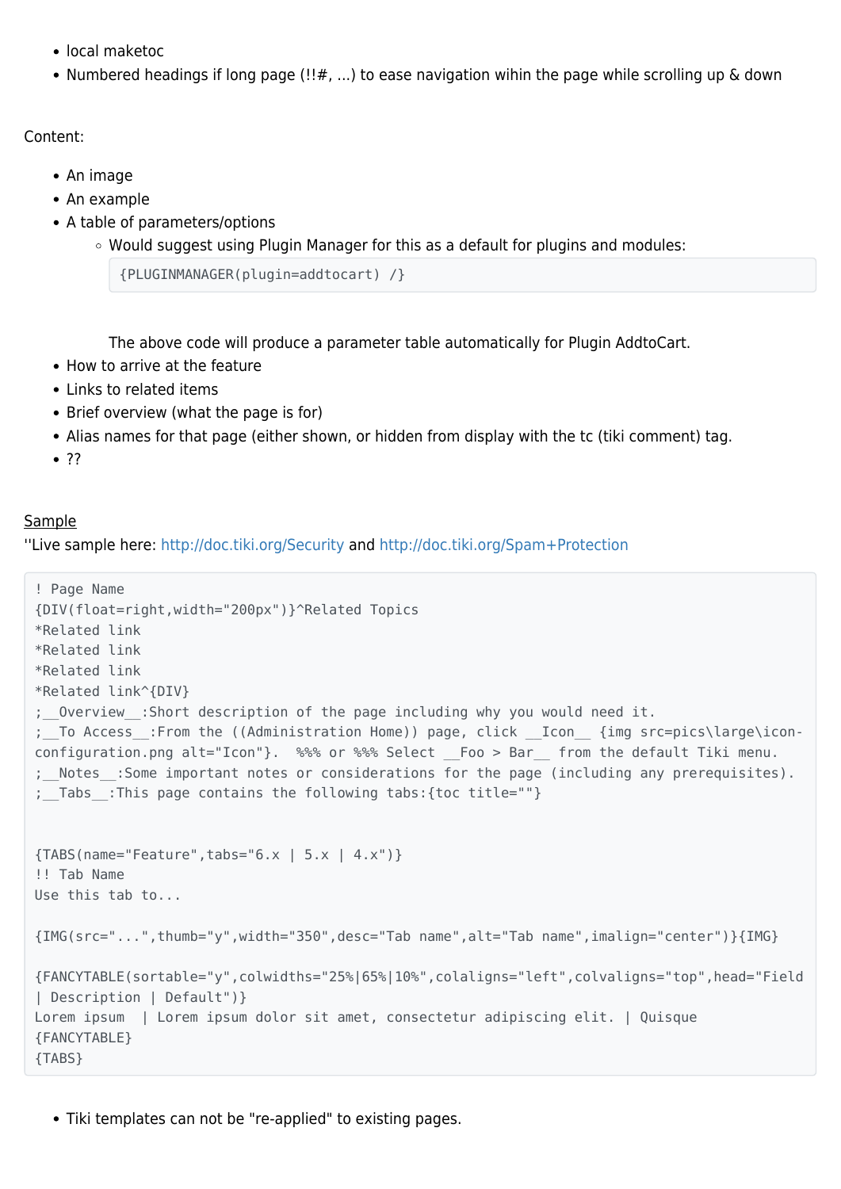- local maketoc
- Numbered headings if long page (!!#, ...) to ease navigation wihin the page while scrolling up & down

Content:

- An image
- An example
- A table of parameters/options
  - Would suggest using Plugin Manager for this as a default for plugins and modules:
    ```
    {PLUGINMANAGER(plugin=addtocart) /}
    ```
    The above code will produce a parameter table automatically for Plugin AddtoCart.
- How to arrive at the feature
- Links to related items
- Brief overview (what the page is for)
- Alias names for that page (either shown, or hidden from display with the tc (tiki comment) tag.
- ??

<u>Sample</u>
''Live sample here: http://doc.tiki.org/Security and http://doc.tiki.org/Spam+Protection

```
! Page Name
{DIV(float=right,width="200px")}^Related Topics
*Related link
*Related link
*Related link
*Related link^{DIV}
;__Overview__:Short description of the page including why you would need it.
;__To Access__:From the ((Administration Home)) page, click __Icon__ {img src=pics\large\icon-configuration.png alt="Icon"}.  %%% or %%% Select __Foo > Bar__ from the default Tiki menu.
;__Notes__:Some important notes or considerations for the page (including any prerequisites).
;__Tabs__:This page contains the following tabs:{toc title=""}


{TABS(name="Feature",tabs="6.x | 5.x | 4.x")}
!! Tab Name
Use this tab to...

{IMG(src="...",thumb="y",width="350",desc="Tab name",alt="Tab name",imalign="center")}{IMG}

{FANCYTABLE(sortable="y",colwidths="25%|65%|10%",colaligns="left",colvaligns="top",head="Field | Description | Default")}
Lorem ipsum  | Lorem ipsum dolor sit amet, consectetur adipiscing elit. | Quisque
{FANCYTABLE}
{TABS}
```

- Tiki templates can not be "re-applied" to existing pages.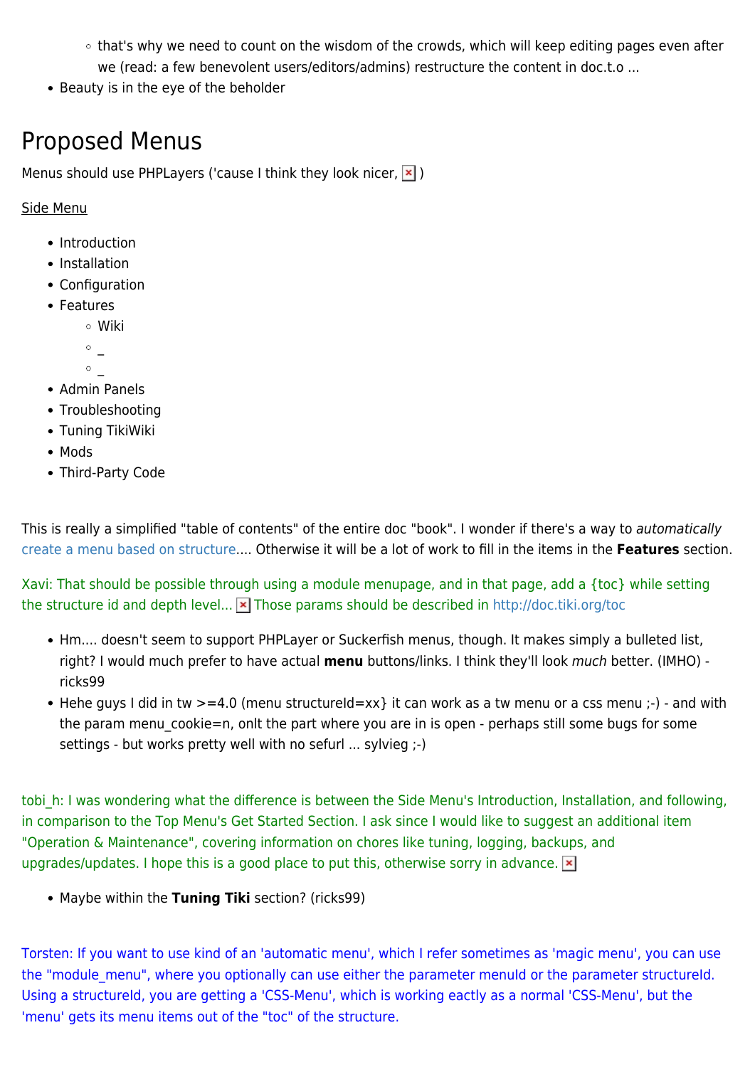- that's why we need to count on the wisdom of the crowds, which will keep editing pages even after we (read: a few benevolent users/editors/admins) restructure the content in doc.t.o ...
- Beauty is in the eye of the beholder

## Proposed Menus

Menus should use PHPLayers ('cause I think they look nicer, )

Side Menu

- Introduction
- Installation
- Configuration
- Features
    - Wiki
    - _
    - _
- Admin Panels
- Troubleshooting
- Tuning TikiWiki
- Mods
- Third-Party Code

This is really a simplified "table of contents" of the entire doc "book". I wonder if there's a way to *automatically* create a menu based on structure.... Otherwise it will be a lot of work to fill in the items in the **Features** section.

Xavi: That should be possible through using a module menupage, and in that page, add a {toc} while setting the structure id and depth level... Those params should be described in http://doc.tiki.org/toc

- Hm.... doesn't seem to support PHPLayer or Suckerfish menus, though. It makes simply a bulleted list, right? I would much prefer to have actual **menu** buttons/links. I think they'll look *much* better. (IMHO) - ricks99
- Hehe guys I did in tw >=4.0 (menu structureId=xx} it can work as a tw menu or a css menu ;-) - and with the param menu_cookie=n, onlt the part where you are in is open - perhaps still some bugs for some settings - but works pretty well with no sefurl ... sylvieg ;-)

tobi_h: I was wondering what the difference is between the Side Menu's Introduction, Installation, and following, in comparison to the Top Menu's Get Started Section. I ask since I would like to suggest an additional item "Operation & Maintenance", covering information on chores like tuning, logging, backups, and upgrades/updates. I hope this is a good place to put this, otherwise sorry in advance.

- Maybe within the **Tuning Tiki** section? (ricks99)

Torsten: If you want to use kind of an 'automatic menu', which I refer sometimes as 'magic menu', you can use the "module_menu", where you optionally can use either the parameter menuId or the parameter structureId. Using a structureId, you are getting a 'CSS-Menu', which is working eactly as a normal 'CSS-Menu', but the 'menu' gets its menu items out of the "toc" of the structure.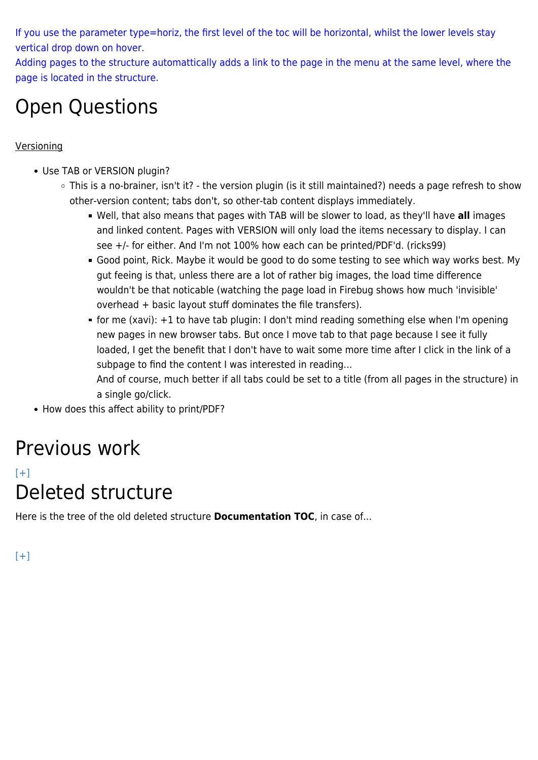If you use the parameter type=horiz, the first level of the toc will be horizontal, whilst the lower levels stay vertical drop down on hover.
Adding pages to the structure automattically adds a link to the page in the menu at the same level, where the page is located in the structure.

# Open Questions

Versioning

- Use TAB or VERSION plugin?
  - This is a no-brainer, isn't it? - the version plugin (is it still maintained?) needs a page refresh to show other-version content; tabs don't, so other-tab content displays immediately.
    - Well, that also means that pages with TAB will be slower to load, as they'll have **all** images and linked content. Pages with VERSION will only load the items necessary to display. I can see +/- for either. And I'm not 100% how each can be printed/PDF'd. (ricks99)
    - Good point, Rick. Maybe it would be good to do some testing to see which way works best. My gut feeing is that, unless there are a lot of rather big images, the load time difference wouldn't be that noticable (watching the page load in Firebug shows how much 'invisible' overhead + basic layout stuff dominates the file transfers).
    - for me (xavi): +1 to have tab plugin: I don't mind reading something else when I'm opening new pages in new browser tabs. But once I move tab to that page because I see it fully loaded, I get the benefit that I don't have to wait some more time after I click in the link of a subpage to find the content I was interested in reading...
      And of course, much better if all tabs could be set to a title (from all pages in the structure) in a single go/click.
- How does this affect ability to print/PDF?

# Previous work

[+]

# Deleted structure

Here is the tree of the old deleted structure **Documentation TOC**, in case of...

[+]